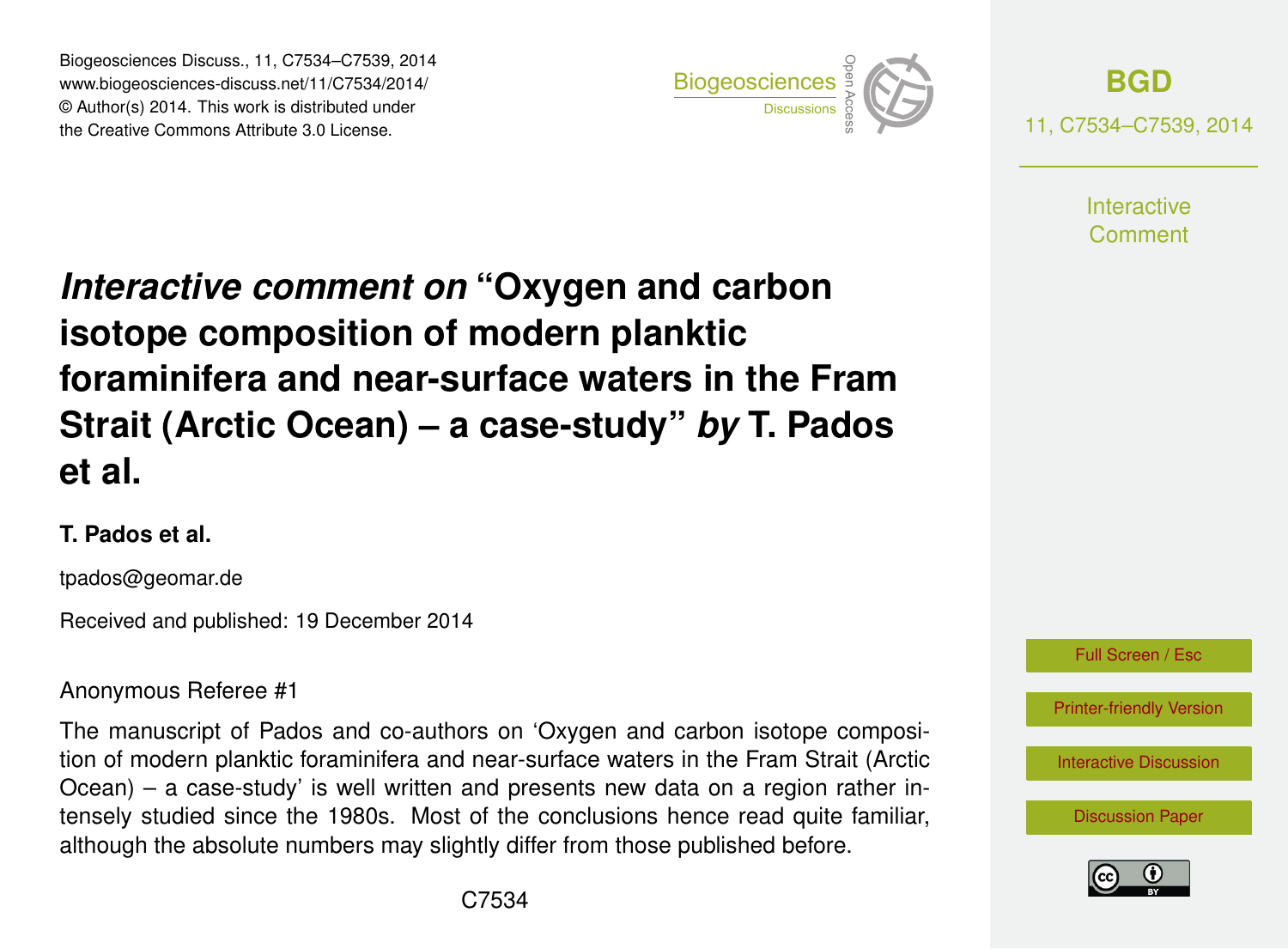# *Interactive comment on* "Oxygen and carbon isotope composition of modern planktic foraminifera and near-surface waters in the Fram Strait (Arctic Ocean) – a case-study" *by* T. Pados et al.

**T. Pados et al.**

tpados@geomar.de

Received and published: 19 December 2014

Anonymous Referee #1

The manuscript of Pados and co-authors on 'Oxygen and carbon isotope composition of modern planktic foraminifera and near-surface waters in the Fram Strait (Arctic Ocean) – a case-study' is well written and presents new data on a region rather intensely studied since the 1980s. Most of the conclusions hence read quite familiar, although the absolute numbers may slightly differ from those published before.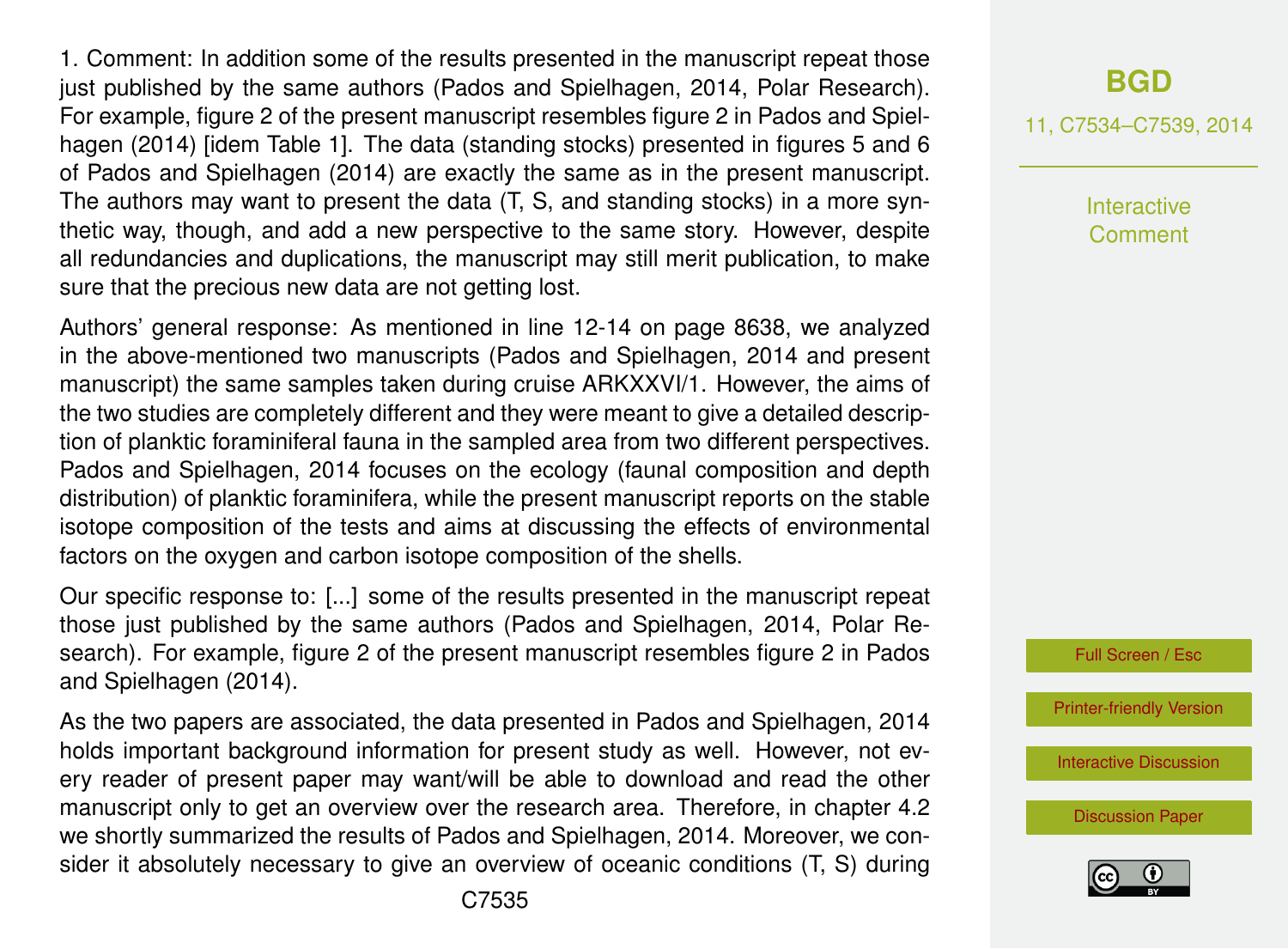1. Comment: In addition some of the results presented in the manuscript repeat those just published by the same authors (Pados and Spielhagen, 2014, Polar Research). For example, figure 2 of the present manuscript resembles figure 2 in Pados and Spielhagen (2014) [idem Table 1]. The data (standing stocks) presented in figures 5 and 6 of Pados and Spielhagen (2014) are exactly the same as in the present manuscript. The authors may want to present the data (T, S, and standing stocks) in a more synthetic way, though, and add a new perspective to the same story. However, despite all redundancies and duplications, the manuscript may still merit publication, to make sure that the precious new data are not getting lost.

Authors' general response: As mentioned in line 12-14 on page 8638, we analyzed in the above-mentioned two manuscripts (Pados and Spielhagen, 2014 and present manuscript) the same samples taken during cruise ARKXXVI/1. However, the aims of the two studies are completely different and they were meant to give a detailed description of planktic foraminiferal fauna in the sampled area from two different perspectives. Pados and Spielhagen, 2014 focuses on the ecology (faunal composition and depth distribution) of planktic foraminifera, while the present manuscript reports on the stable isotope composition of the tests and aims at discussing the effects of environmental factors on the oxygen and carbon isotope composition of the shells.

Our specific response to: [...] some of the results presented in the manuscript repeat those just published by the same authors (Pados and Spielhagen, 2014, Polar Research). For example, figure 2 of the present manuscript resembles figure 2 in Pados and Spielhagen (2014).

As the two papers are associated, the data presented in Pados and Spielhagen, 2014 holds important background information for present study as well. However, not every reader of present paper may want/will be able to download and read the other manuscript only to get an overview over the research area. Therefore, in chapter 4.2 we shortly summarized the results of Pados and Spielhagen, 2014. Moreover, we consider it absolutely necessary to give an overview of oceanic conditions (T, S) during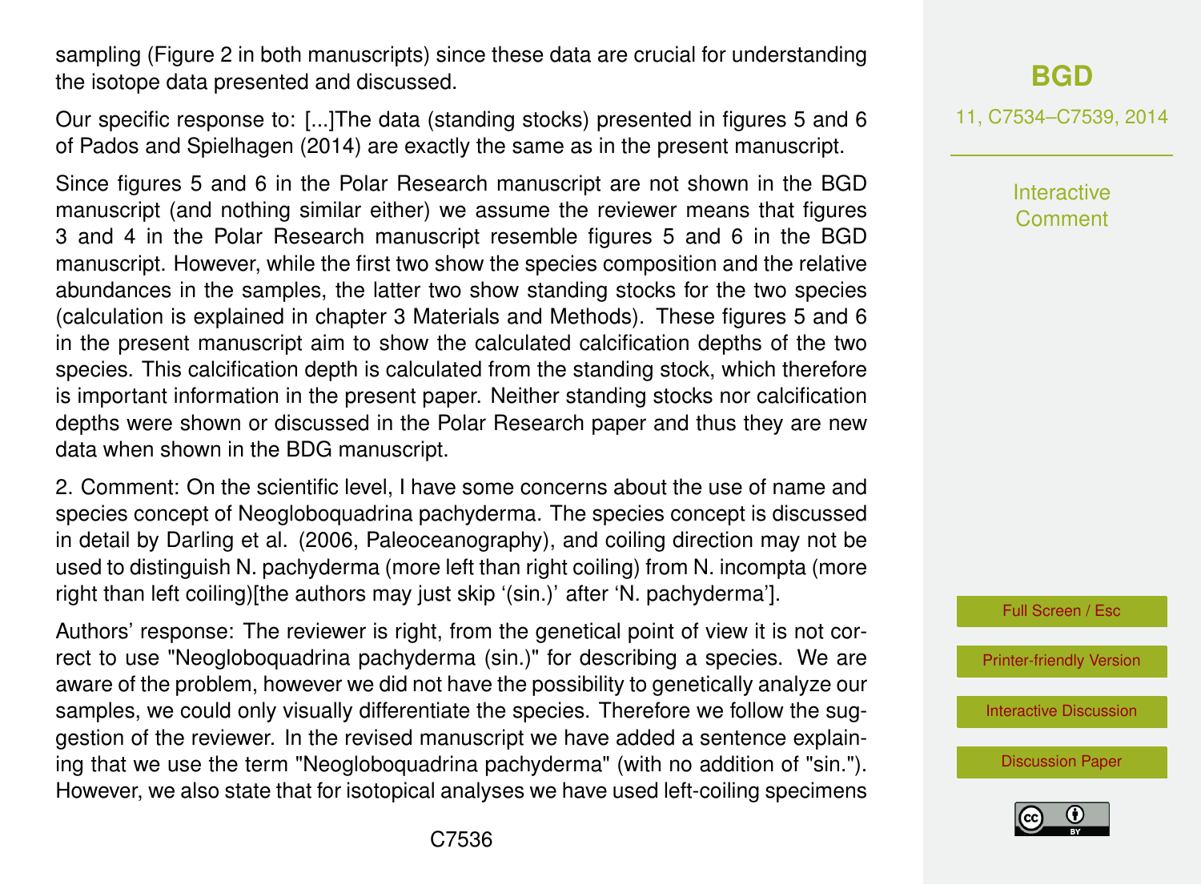sampling (Figure 2 in both manuscripts) since these data are crucial for understanding the isotope data presented and discussed.

Our specific response to: [...]The data (standing stocks) presented in figures 5 and 6 of Pados and Spielhagen (2014) are exactly the same as in the present manuscript.

Since figures 5 and 6 in the Polar Research manuscript are not shown in the BGD manuscript (and nothing similar either) we assume the reviewer means that figures 3 and 4 in the Polar Research manuscript resemble figures 5 and 6 in the BGD manuscript. However, while the first two show the species composition and the relative abundances in the samples, the latter two show standing stocks for the two species (calculation is explained in chapter 3 Materials and Methods). These figures 5 and 6 in the present manuscript aim to show the calculated calcification depths of the two species. This calcification depth is calculated from the standing stock, which therefore is important information in the present paper. Neither standing stocks nor calcification depths were shown or discussed in the Polar Research paper and thus they are new data when shown in the BDG manuscript.

2. Comment: On the scientific level, I have some concerns about the use of name and species concept of Neogloboquadrina pachyderma. The species concept is discussed in detail by Darling et al. (2006, Paleoceanography), and coiling direction may not be used to distinguish N. pachyderma (more left than right coiling) from N. incompta (more right than left coiling)[the authors may just skip '(sin.)' after 'N. pachyderma'].

Authors' response: The reviewer is right, from the genetical point of view it is not correct to use "Neogloboquadrina pachyderma (sin.)" for describing a species. We are aware of the problem, however we did not have the possibility to genetically analyze our samples, we could only visually differentiate the species. Therefore we follow the suggestion of the reviewer. In the revised manuscript we have added a sentence explaining that we use the term "Neogloboquadrina pachyderma" (with no addition of "sin."). However, we also state that for isotopical analyses we have used left-coiling specimens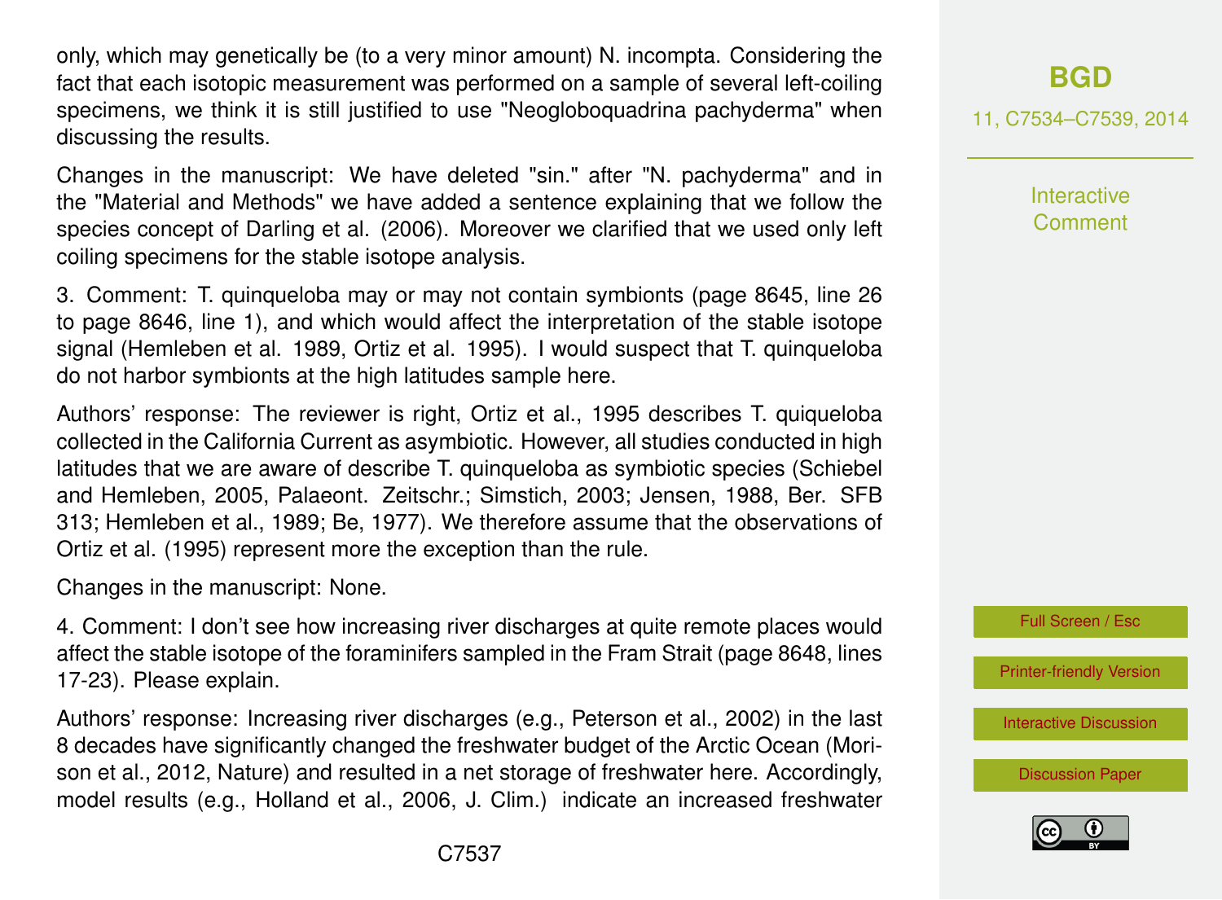only, which may genetically be (to a very minor amount) N. incompta. Considering the fact that each isotopic measurement was performed on a sample of several left-coiling specimens, we think it is still justified to use "Neogloboquadrina pachyderma" when discussing the results.

Changes in the manuscript: We have deleted "sin." after "N. pachyderma" and in the "Material and Methods" we have added a sentence explaining that we follow the species concept of Darling et al. (2006). Moreover we clarified that we used only left coiling specimens for the stable isotope analysis.

3. Comment: T. quinqueloba may or may not contain symbionts (page 8645, line 26 to page 8646, line 1), and which would affect the interpretation of the stable isotope signal (Hemleben et al. 1989, Ortiz et al. 1995). I would suspect that T. quinqueloba do not harbor symbionts at the high latitudes sample here.

Authors' response: The reviewer is right, Ortiz et al., 1995 describes T. quiqueloba collected in the California Current as asymbiotic. However, all studies conducted in high latitudes that we are aware of describe T. quinqueloba as symbiotic species (Schiebel and Hemleben, 2005, Palaeont. Zeitschr.; Simstich, 2003; Jensen, 1988, Ber. SFB 313; Hemleben et al., 1989; Be, 1977). We therefore assume that the observations of Ortiz et al. (1995) represent more the exception than the rule.

Changes in the manuscript: None.

4. Comment: I don't see how increasing river discharges at quite remote places would affect the stable isotope of the foraminifers sampled in the Fram Strait (page 8648, lines 17-23). Please explain.

Authors' response: Increasing river discharges (e.g., Peterson et al., 2002) in the last 8 decades have significantly changed the freshwater budget of the Arctic Ocean (Morison et al., 2012, Nature) and resulted in a net storage of freshwater here. Accordingly, model results (e.g., Holland et al., 2006, J. Clim.) indicate an increased freshwater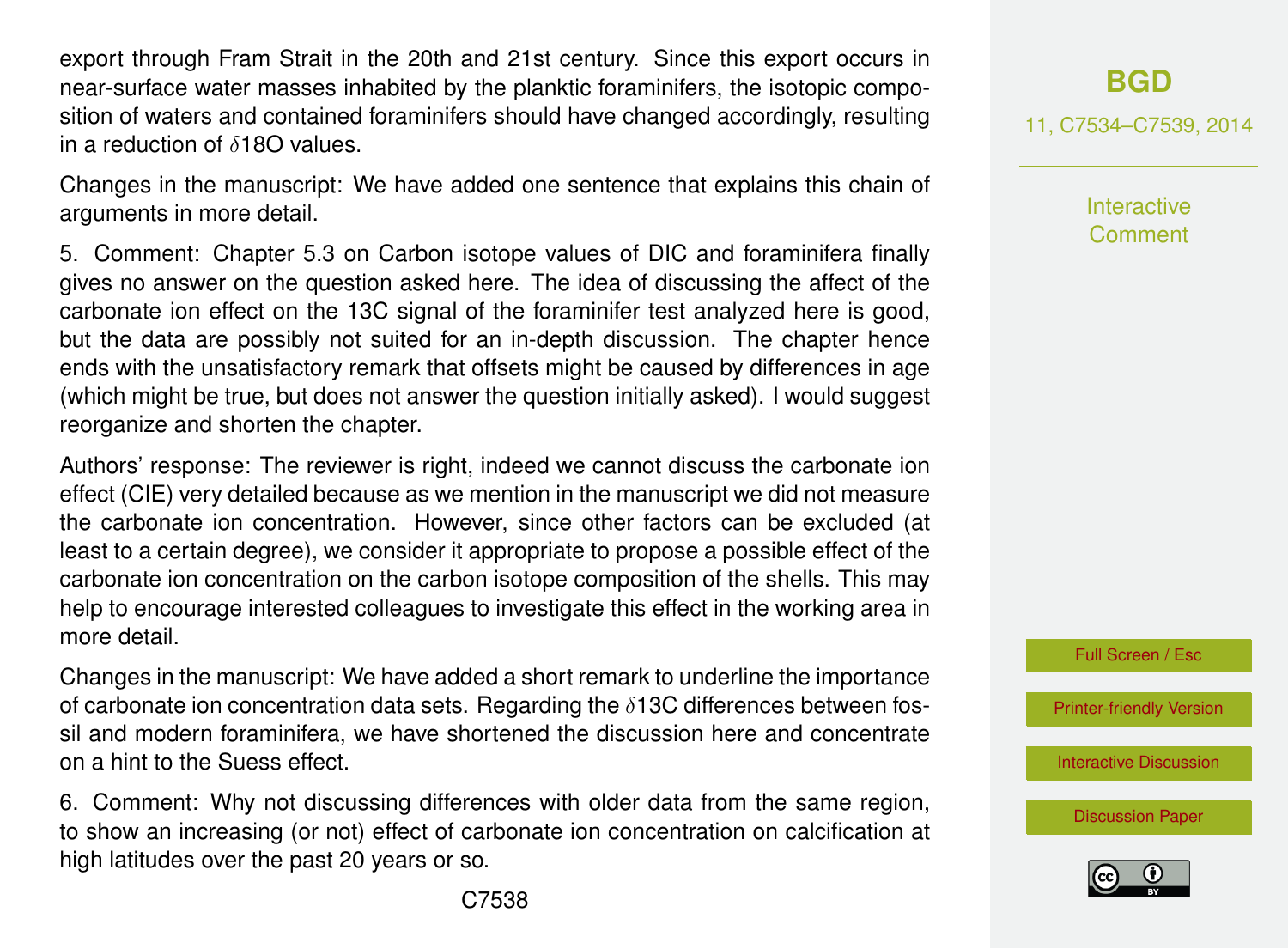export through Fram Strait in the 20th and 21st century. Since this export occurs in near-surface water masses inhabited by the planktic foraminifers, the isotopic composition of waters and contained foraminifers should have changed accordingly, resulting in a reduction of $\delta$18O values.

Changes in the manuscript: We have added one sentence that explains this chain of arguments in more detail.

5. Comment: Chapter 5.3 on Carbon isotope values of DIC and foraminifera finally gives no answer on the question asked here. The idea of discussing the affect of the carbonate ion effect on the 13C signal of the foraminifer test analyzed here is good, but the data are possibly not suited for an in-depth discussion. The chapter hence ends with the unsatisfactory remark that offsets might be caused by differences in age (which might be true, but does not answer the question initially asked). I would suggest reorganize and shorten the chapter.

Authors' response: The reviewer is right, indeed we cannot discuss the carbonate ion effect (CIE) very detailed because as we mention in the manuscript we did not measure the carbonate ion concentration. However, since other factors can be excluded (at least to a certain degree), we consider it appropriate to propose a possible effect of the carbonate ion concentration on the carbon isotope composition of the shells. This may help to encourage interested colleagues to investigate this effect in the working area in more detail.

Changes in the manuscript: We have added a short remark to underline the importance of carbonate ion concentration data sets. Regarding the $\delta$13C differences between fossil and modern foraminifera, we have shortened the discussion here and concentrate on a hint to the Suess effect.

6. Comment: Why not discussing differences with older data from the same region, to show an increasing (or not) effect of carbonate ion concentration on calcification at high latitudes over the past 20 years or so.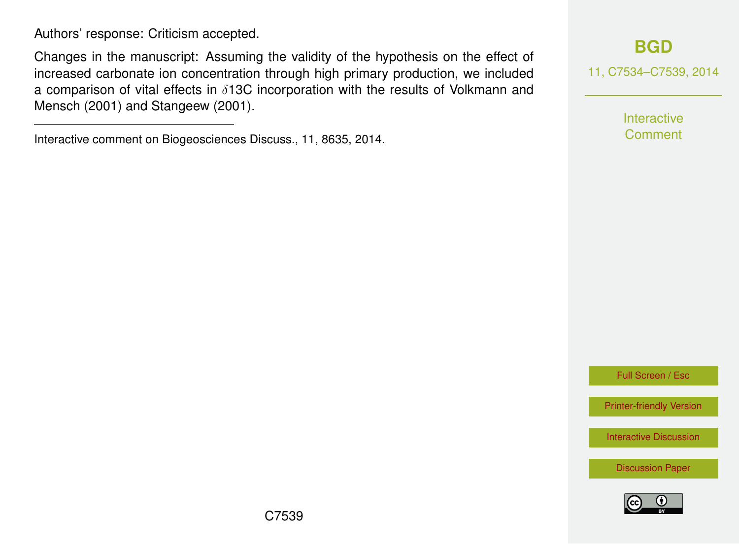Authors' response: Criticism accepted.

Changes in the manuscript: Assuming the validity of the hypothesis on the effect of increased carbonate ion concentration through high primary production, we included a comparison of vital effects in $\delta$13C incorporation with the results of Volkmann and Mensch (2001) and Stangeew (2001).

---

Interactive comment on Biogeosciences Discuss., 11, 8635, 2014.